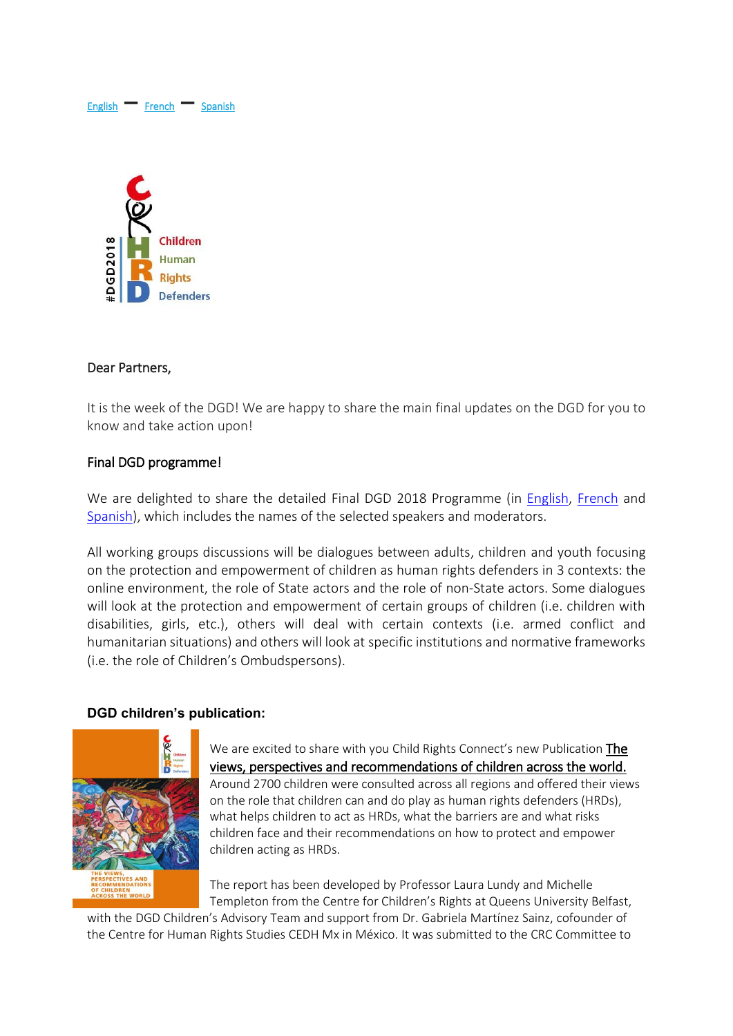English — French — Spanish

Children Human Rights Defenders

#DGD2018

Dear Partners,

It is the week of the DGD! We are happy to share the main final updates on the DGD for you to know and take action upon!

**Final DGD programme!**

We are delighted to share the detailed Final DGD 2018 Programme (in English, French and Spanish), which includes the names of the selected speakers and moderators.

All working groups discussions will be dialogues between adults, children and youth focusing on the protection and empowerment of children as human rights defenders in 3 contexts: the online environment, the role of State actors and the role of non-State actors. Some dialogues will look at the protection and empowerment of certain groups of children (i.e. children with disabilities, girls, etc.), others will deal with certain contexts (i.e. armed conflict and humanitarian situations) and others will look at specific institutions and normative frameworks (i.e. the role of Children's Ombudspersons).

**DGD children's publication:**

We are excited to share with you Child Rights Connect's new Publication **The views, perspectives and recommendations of children across the world.** Around 2700 children were consulted across all regions and offered their views on the role that children can and do play as human rights defenders (HRDs), what helps children to act as HRDs, what the barriers are and what risks children face and their recommendations on how to protect and empower children acting as HRDs.

The report has been developed by Professor Laura Lundy and Michelle Templeton from the Centre for Children's Rights at Queens University Belfast, with the DGD Children's Advisory Team and support from Dr. Gabriela Martínez Sainz, cofounder of the Centre for Human Rights Studies CEDH Mx in México. It was submitted to the CRC Committee to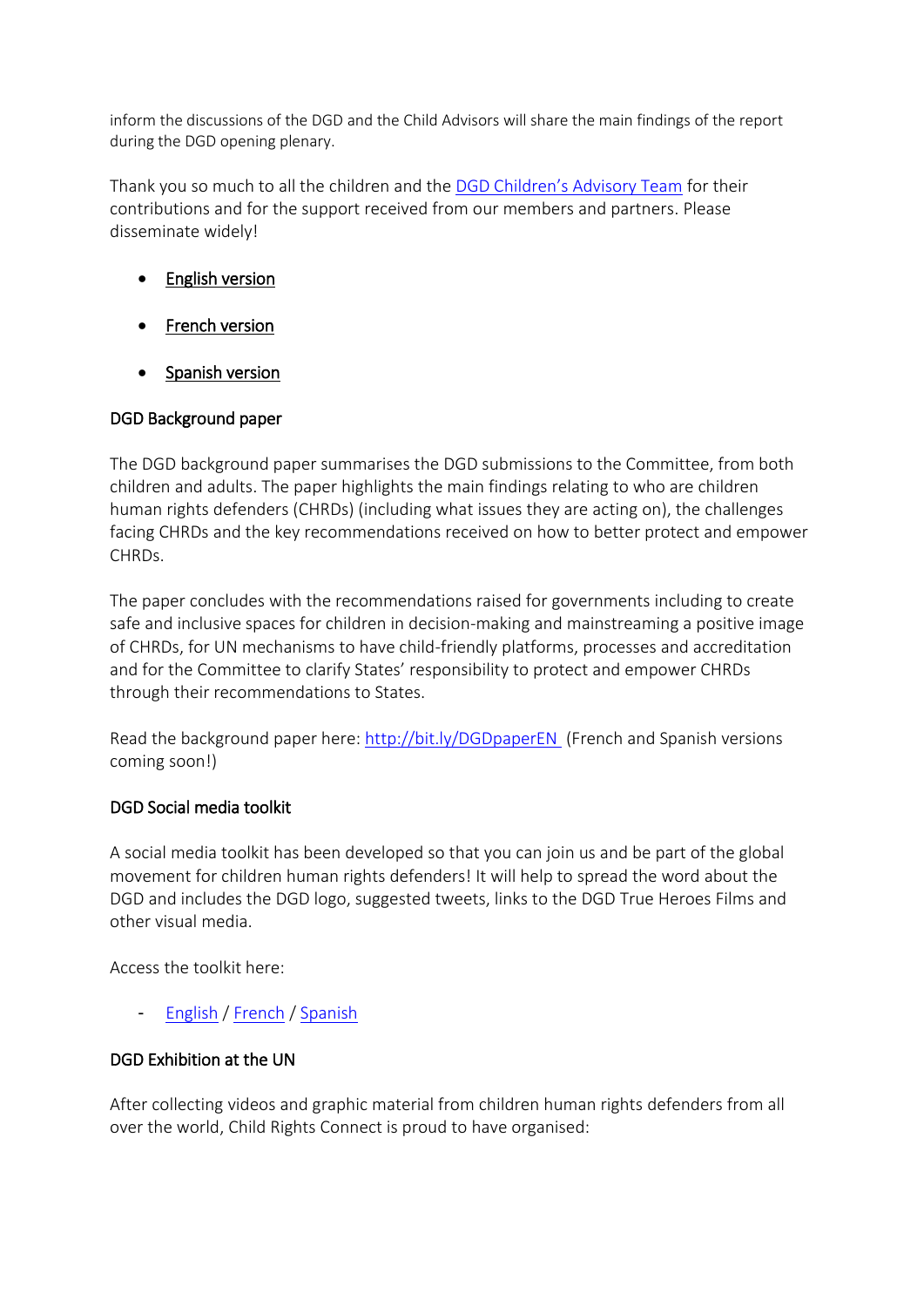inform the discussions of the DGD and the Child Advisors will share the main findings of the report during the DGD opening plenary.

Thank you so much to all the children and the DGD Children's Advisory Team for their contributions and for the support received from our members and partners. Please disseminate widely!

- English version
- French version
- Spanish version

DGD Background paper

The DGD background paper summarises the DGD submissions to the Committee, from both children and adults. The paper highlights the main findings relating to who are children human rights defenders (CHRDs) (including what issues they are acting on), the challenges facing CHRDs and the key recommendations received on how to better protect and empower CHRDs.

The paper concludes with the recommendations raised for governments including to create safe and inclusive spaces for children in decision-making and mainstreaming a positive image of CHRDs, for UN mechanisms to have child-friendly platforms, processes and accreditation and for the Committee to clarify States' responsibility to protect and empower CHRDs through their recommendations to States.

Read the background paper here: http://bit.ly/DGDpaperEN (French and Spanish versions coming soon!)

DGD Social media toolkit

A social media toolkit has been developed so that you can join us and be part of the global movement for children human rights defenders! It will help to spread the word about the DGD and includes the DGD logo, suggested tweets, links to the DGD True Heroes Films and other visual media.

Access the toolkit here:

- English / French / Spanish

DGD Exhibition at the UN

After collecting videos and graphic material from children human rights defenders from all over the world, Child Rights Connect is proud to have organised: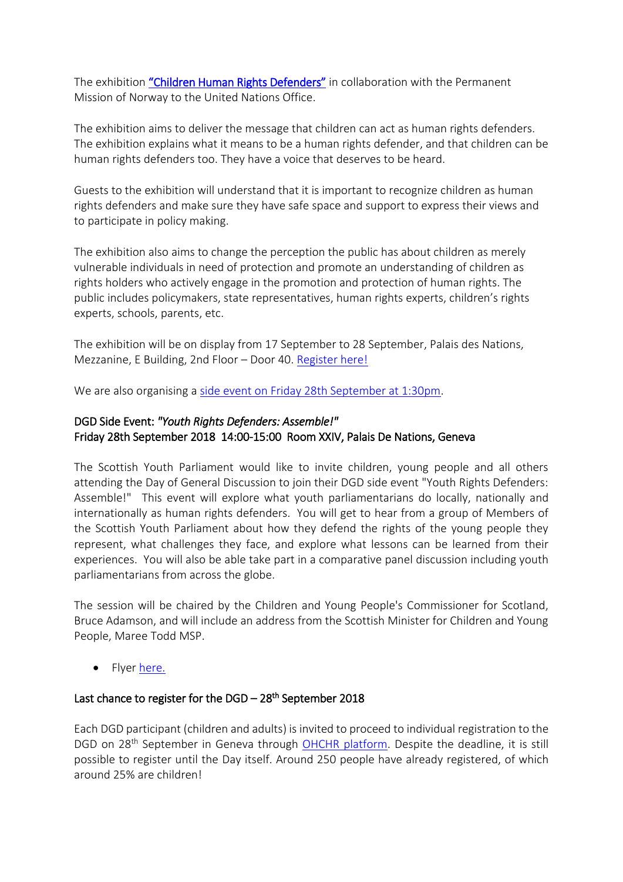The exhibition **"Children Human Rights Defenders"** in collaboration with the Permanent Mission of Norway to the United Nations Office.

The exhibition aims to deliver the message that children can act as human rights defenders. The exhibition explains what it means to be a human rights defender, and that children can be human rights defenders too. They have a voice that deserves to be heard.

Guests to the exhibition will understand that it is important to recognize children as human rights defenders and make sure they have safe space and support to express their views and to participate in policy making.

The exhibition also aims to change the perception the public has about children as merely vulnerable individuals in need of protection and promote an understanding of children as rights holders who actively engage in the promotion and protection of human rights. The public includes policymakers, state representatives, human rights experts, children's rights experts, schools, parents, etc.

The exhibition will be on display from 17 September to 28 September, Palais des Nations, Mezzanine, E Building, 2nd Floor – Door 40. Register here!

We are also organising a side event on Friday 28th September at 1:30pm.

### DGD Side Event: *"Youth Rights Defenders: Assemble!"*
### Friday 28th September 2018 14:00-15:00 Room XXIV, Palais De Nations, Geneva

The Scottish Youth Parliament would like to invite children, young people and all others attending the Day of General Discussion to join their DGD side event "Youth Rights Defenders: Assemble!" This event will explore what youth parliamentarians do locally, nationally and internationally as human rights defenders. You will get to hear from a group of Members of the Scottish Youth Parliament about how they defend the rights of the young people they represent, what challenges they face, and explore what lessons can be learned from their experiences. You will also be able take part in a comparative panel discussion including youth parliamentarians from across the globe.

The session will be chaired by the Children and Young People's Commissioner for Scotland, Bruce Adamson, and will include an address from the Scottish Minister for Children and Young People, Maree Todd MSP.

- Flyer here.

### Last chance to register for the DGD – 28th September 2018

Each DGD participant (children and adults) is invited to proceed to individual registration to the DGD on 28th September in Geneva through OHCHR platform. Despite the deadline, it is still possible to register until the Day itself. Around 250 people have already registered, of which around 25% are children!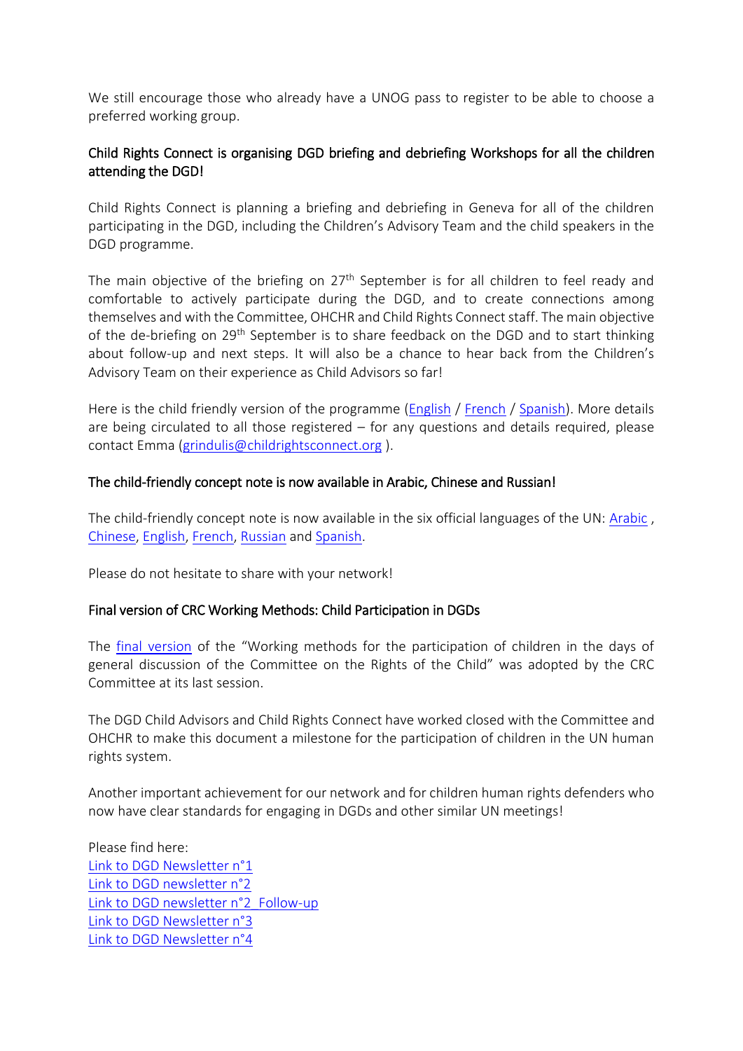We still encourage those who already have a UNOG pass to register to be able to choose a preferred working group.

### Child Rights Connect is organising DGD briefing and debriefing Workshops for all the children attending the DGD!

Child Rights Connect is planning a briefing and debriefing in Geneva for all of the children participating in the DGD, including the Children's Advisory Team and the child speakers in the DGD programme.

The main objective of the briefing on 27th September is for all children to feel ready and comfortable to actively participate during the DGD, and to create connections among themselves and with the Committee, OHCHR and Child Rights Connect staff. The main objective of the de-briefing on 29th September is to share feedback on the DGD and to start thinking about follow-up and next steps. It will also be a chance to hear back from the Children's Advisory Team on their experience as Child Advisors so far!

Here is the child friendly version of the programme (English / French / Spanish). More details are being circulated to all those registered – for any questions and details required, please contact Emma (grindulis@childrightsconnect.org ).

### The child-friendly concept note is now available in Arabic, Chinese and Russian!

The child-friendly concept note is now available in the six official languages of the UN: Arabic , Chinese, English, French, Russian and Spanish.

Please do not hesitate to share with your network!

### Final version of CRC Working Methods: Child Participation in DGDs

The final version of the "Working methods for the participation of children in the days of general discussion of the Committee on the Rights of the Child" was adopted by the CRC Committee at its last session.

The DGD Child Advisors and Child Rights Connect have worked closed with the Committee and OHCHR to make this document a milestone for the participation of children in the UN human rights system.

Another important achievement for our network and for children human rights defenders who now have clear standards for engaging in DGDs and other similar UN meetings!

Please find here:
Link to DGD Newsletter n°1
Link to DGD newsletter n°2
Link to DGD newsletter n°2_Follow-up
Link to DGD Newsletter n°3
Link to DGD Newsletter n°4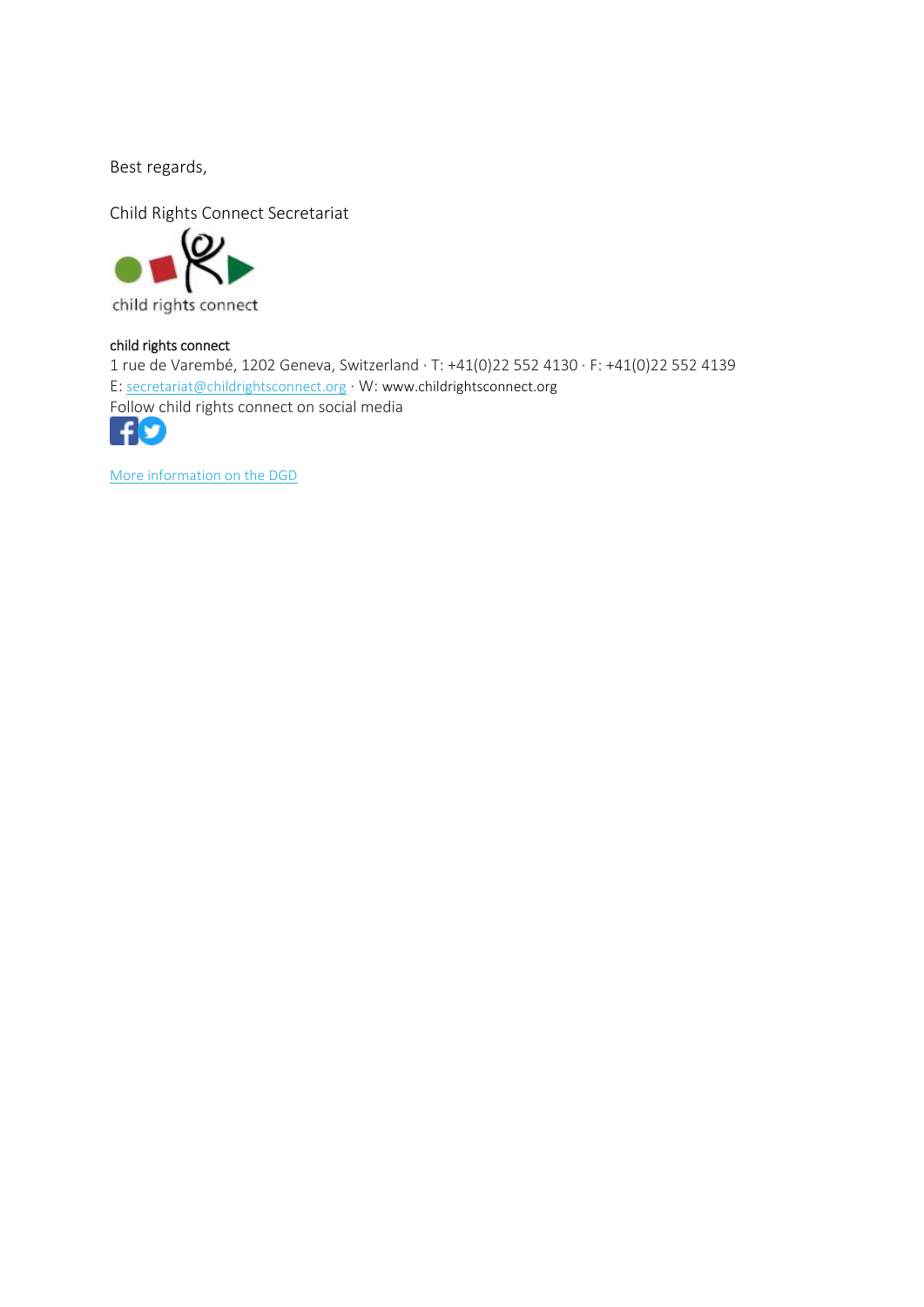Best regards,

Child Rights Connect Secretariat

child rights connect

child rights connect
1 rue de Varembé, 1202 Geneva, Switzerland · T: +41(0)22 552 4130 · F: +41(0)22 552 4139
E: secretariat@childrightsconnect.org · W: www.childrightsconnect.org
Follow child rights connect on social media

More information on the DGD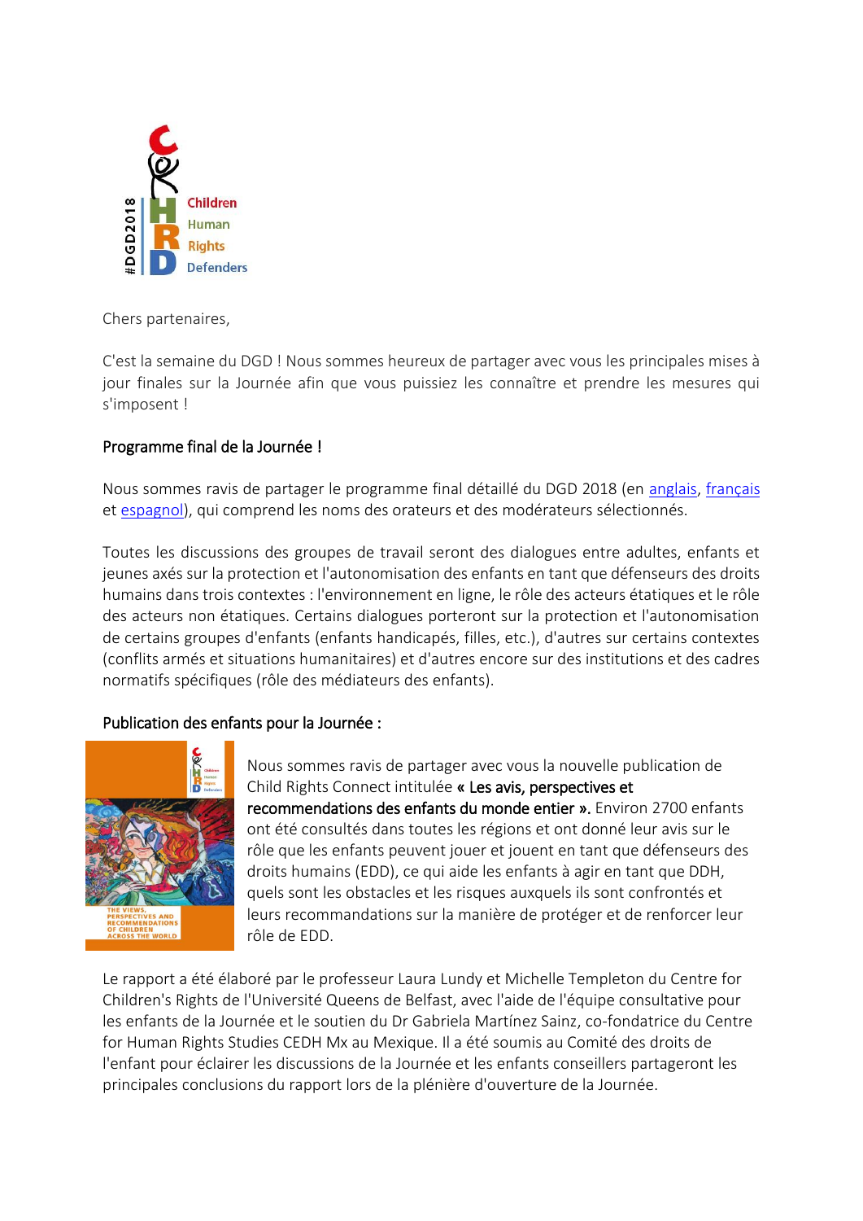Chers partenaires,

C'est la semaine du DGD ! Nous sommes heureux de partager avec vous les principales mises à jour finales sur la Journée afin que vous puissiez les connaître et prendre les mesures qui s'imposent !

## Programme final de la Journée !

Nous sommes ravis de partager le programme final détaillé du DGD 2018 (en anglais, français et espagnol), qui comprend les noms des orateurs et des modérateurs sélectionnés.

Toutes les discussions des groupes de travail seront des dialogues entre adultes, enfants et jeunes axés sur la protection et l'autonomisation des enfants en tant que défenseurs des droits humains dans trois contextes : l'environnement en ligne, le rôle des acteurs étatiques et le rôle des acteurs non étatiques. Certains dialogues porteront sur la protection et l'autonomisation de certains groupes d'enfants (enfants handicapés, filles, etc.), d'autres sur certains contextes (conflits armés et situations humanitaires) et d'autres encore sur des institutions et des cadres normatifs spécifiques (rôle des médiateurs des enfants).

## Publication des enfants pour la Journée :

Nous sommes ravis de partager avec vous la nouvelle publication de Child Rights Connect intitulée **« Les avis, perspectives et recommendations des enfants du monde entier ».** Environ 2700 enfants ont été consultés dans toutes les régions et ont donné leur avis sur le rôle que les enfants peuvent jouer et jouent en tant que défenseurs des droits humains (EDD), ce qui aide les enfants à agir en tant que DDH, quels sont les obstacles et les risques auxquels ils sont confrontés et leurs recommandations sur la manière de protéger et de renforcer leur rôle de EDD.

Le rapport a été élaboré par le professeur Laura Lundy et Michelle Templeton du Centre for Children's Rights de l'Université Queens de Belfast, avec l'aide de l'équipe consultative pour les enfants de la Journée et le soutien du Dr Gabriela Martínez Sainz, co-fondatrice du Centre for Human Rights Studies CEDH Mx au Mexique. Il a été soumis au Comité des droits de l'enfant pour éclairer les discussions de la Journée et les enfants conseillers partageront les principales conclusions du rapport lors de la plénière d'ouverture de la Journée.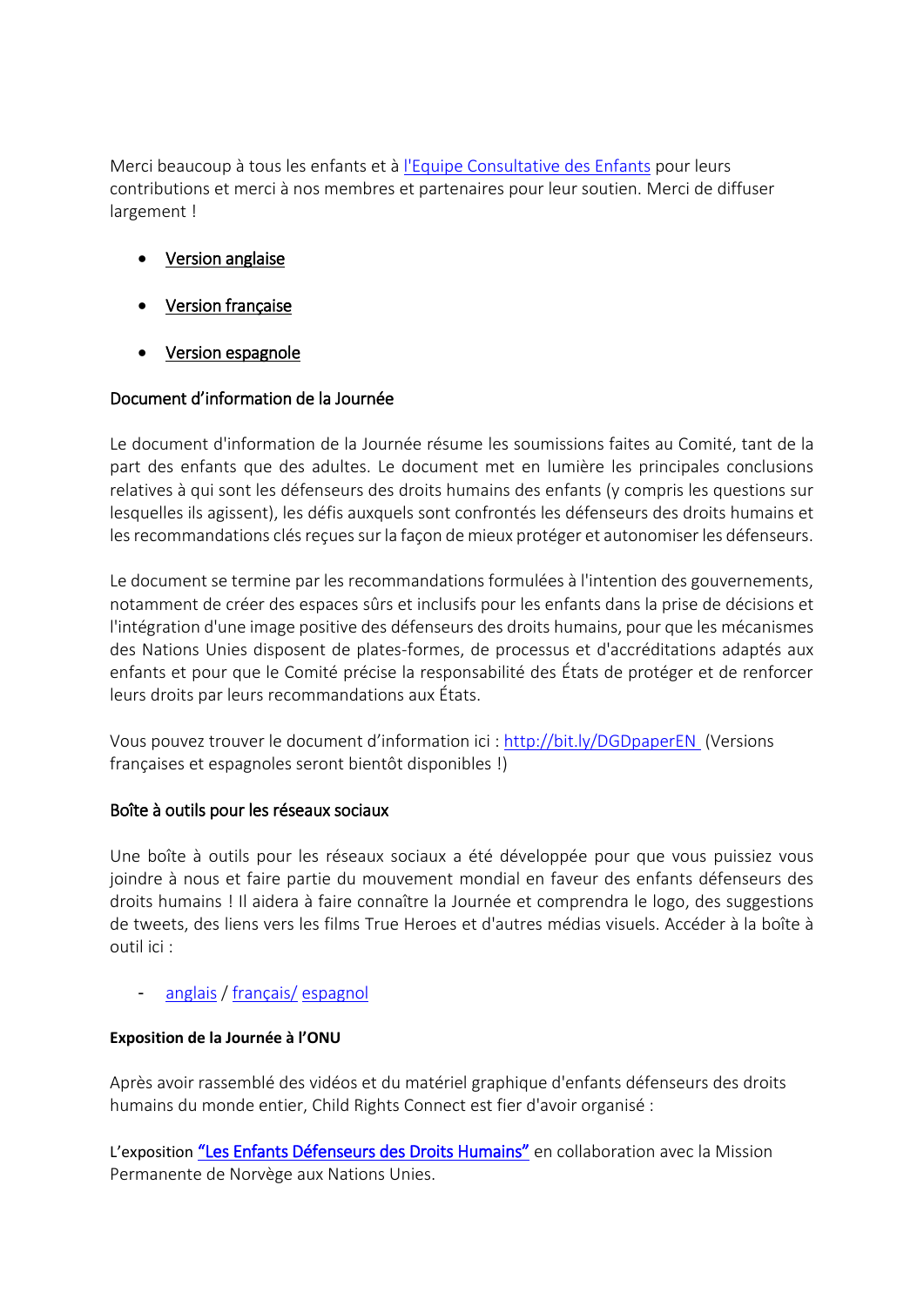Merci beaucoup à tous les enfants et à l'Equipe Consultative des Enfants pour leurs contributions et merci à nos membres et partenaires pour leur soutien. Merci de diffuser largement !

- Version anglaise
- Version française
- Version espagnole

### Document d'information de la Journée

Le document d'information de la Journée résume les soumissions faites au Comité, tant de la part des enfants que des adultes. Le document met en lumière les principales conclusions relatives à qui sont les défenseurs des droits humains des enfants (y compris les questions sur lesquelles ils agissent), les défis auxquels sont confrontés les défenseurs des droits humains et les recommandations clés reçues sur la façon de mieux protéger et autonomiser les défenseurs.

Le document se termine par les recommandations formulées à l'intention des gouvernements, notamment de créer des espaces sûrs et inclusifs pour les enfants dans la prise de décisions et l'intégration d'une image positive des défenseurs des droits humains, pour que les mécanismes des Nations Unies disposent de plates-formes, de processus et d'accréditations adaptés aux enfants et pour que le Comité précise la responsabilité des États de protéger et de renforcer leurs droits par leurs recommandations aux États.

Vous pouvez trouver le document d'information ici : http://bit.ly/DGDpaperEN (Versions françaises et espagnoles seront bientôt disponibles !)

### Boîte à outils pour les réseaux sociaux

Une boîte à outils pour les réseaux sociaux a été développée pour que vous puissiez vous joindre à nous et faire partie du mouvement mondial en faveur des enfants défenseurs des droits humains ! Il aidera à faire connaître la Journée et comprendra le logo, des suggestions de tweets, des liens vers les films True Heroes et d'autres médias visuels. Accéder à la boîte à outil ici :

- anglais / français/ espagnol

**Exposition de la Journée à l'ONU**

Après avoir rassemblé des vidéos et du matériel graphique d'enfants défenseurs des droits humains du monde entier, Child Rights Connect est fier d'avoir organisé :

L'exposition "Les Enfants Défenseurs des Droits Humains" en collaboration avec la Mission Permanente de Norvège aux Nations Unies.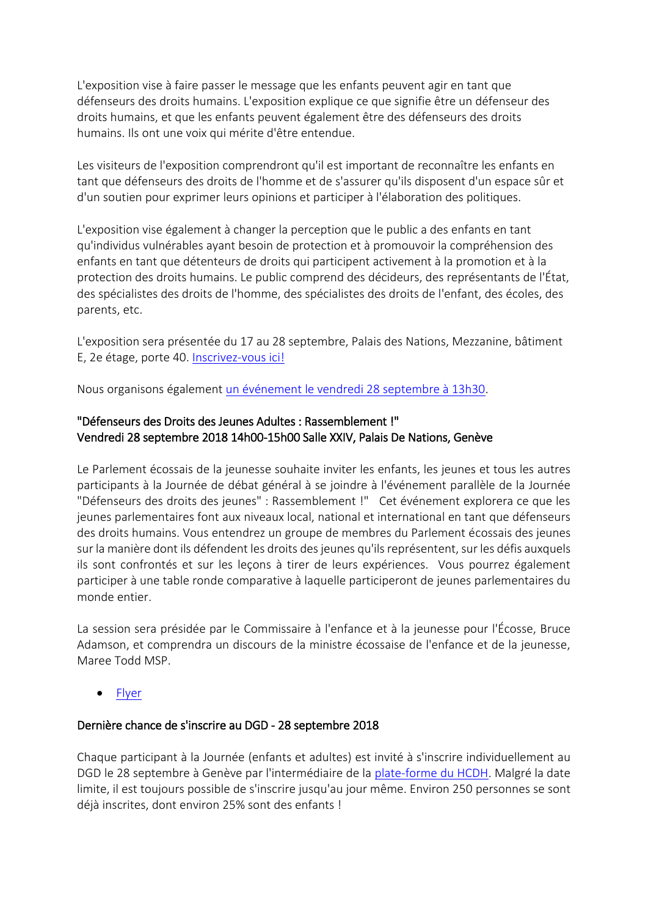L'exposition vise à faire passer le message que les enfants peuvent agir en tant que défenseurs des droits humains. L'exposition explique ce que signifie être un défenseur des droits humains, et que les enfants peuvent également être des défenseurs des droits humains. Ils ont une voix qui mérite d'être entendue.

Les visiteurs de l'exposition comprendront qu'il est important de reconnaître les enfants en tant que défenseurs des droits de l'homme et de s'assurer qu'ils disposent d'un espace sûr et d'un soutien pour exprimer leurs opinions et participer à l'élaboration des politiques.

L'exposition vise également à changer la perception que le public a des enfants en tant qu'individus vulnérables ayant besoin de protection et à promouvoir la compréhension des enfants en tant que détenteurs de droits qui participent activement à la promotion et à la protection des droits humains. Le public comprend des décideurs, des représentants de l'État, des spécialistes des droits de l'homme, des spécialistes des droits de l'enfant, des écoles, des parents, etc.

L'exposition sera présentée du 17 au 28 septembre, Palais des Nations, Mezzanine, bâtiment E, 2e étage, porte 40. Inscrivez-vous ici!

Nous organisons également un événement le vendredi 28 septembre à 13h30.

**"Défenseurs des Droits des Jeunes Adultes : Rassemblement !"**
**Vendredi 28 septembre 2018 14h00-15h00 Salle XXIV, Palais De Nations, Genève**

Le Parlement écossais de la jeunesse souhaite inviter les enfants, les jeunes et tous les autres participants à la Journée de débat général à se joindre à l'événement parallèle de la Journée "Défenseurs des droits des jeunes" : Rassemblement !" Cet événement explorera ce que les jeunes parlementaires font aux niveaux local, national et international en tant que défenseurs des droits humains. Vous entendrez un groupe de membres du Parlement écossais des jeunes sur la manière dont ils défendent les droits des jeunes qu'ils représentent, sur les défis auxquels ils sont confrontés et sur les leçons à tirer de leurs expériences. Vous pourrez également participer à une table ronde comparative à laquelle participeront de jeunes parlementaires du monde entier.

La session sera présidée par le Commissaire à l'enfance et à la jeunesse pour l'Écosse, Bruce Adamson, et comprendra un discours de la ministre écossaise de l'enfance et de la jeunesse, Maree Todd MSP.

- Flyer

**Dernière chance de s'inscrire au DGD - 28 septembre 2018**

Chaque participant à la Journée (enfants et adultes) est invité à s'inscrire individuellement au DGD le 28 septembre à Genève par l'intermédiaire de la plate-forme du HCDH. Malgré la date limite, il est toujours possible de s'inscrire jusqu'au jour même. Environ 250 personnes se sont déjà inscrites, dont environ 25% sont des enfants !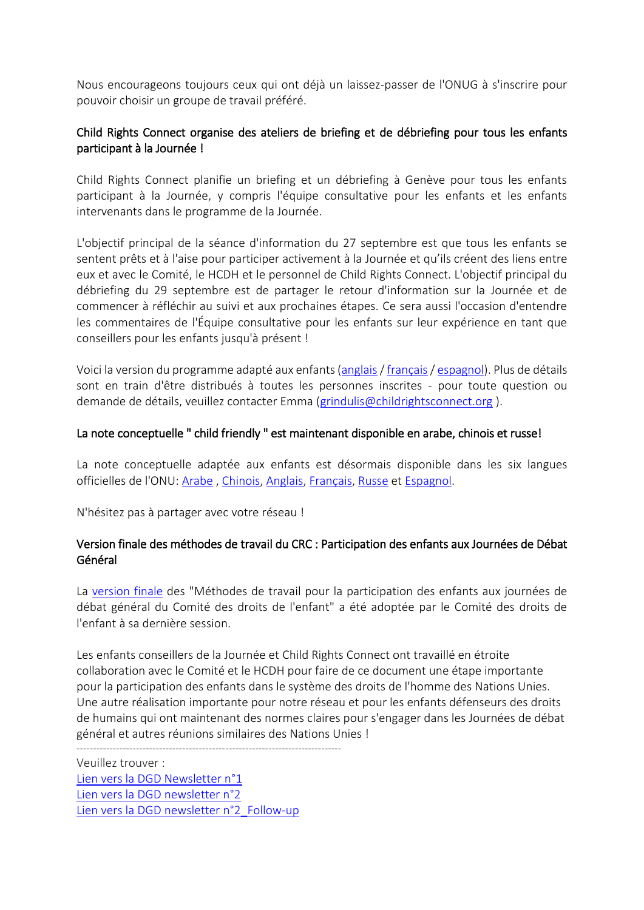Nous encourageons toujours ceux qui ont déjà un laissez-passer de l'ONUG à s'inscrire pour pouvoir choisir un groupe de travail préféré.

### Child Rights Connect organise des ateliers de briefing et de débriefing pour tous les enfants participant à la Journée !

Child Rights Connect planifie un briefing et un débriefing à Genève pour tous les enfants participant à la Journée, y compris l'équipe consultative pour les enfants et les enfants intervenants dans le programme de la Journée.

L'objectif principal de la séance d'information du 27 septembre est que tous les enfants se sentent prêts et à l'aise pour participer activement à la Journée et qu'ils créent des liens entre eux et avec le Comité, le HCDH et le personnel de Child Rights Connect. L'objectif principal du débriefing du 29 septembre est de partager le retour d'information sur la Journée et de commencer à réfléchir au suivi et aux prochaines étapes. Ce sera aussi l'occasion d'entendre les commentaires de l'Équipe consultative pour les enfants sur leur expérience en tant que conseillers pour les enfants jusqu'à présent !

Voici la version du programme adapté aux enfants (anglais / français / espagnol). Plus de détails sont en train d'être distribués à toutes les personnes inscrites - pour toute question ou demande de détails, veuillez contacter Emma (grindulis@childrightsconnect.org ).

### La note conceptuelle " child friendly " est maintenant disponible en arabe, chinois et russe!

La note conceptuelle adaptée aux enfants est désormais disponible dans les six langues officielles de l'ONU: Arabe , Chinois, Anglais, Français, Russe et Espagnol.

N'hésitez pas à partager avec votre réseau !

### Version finale des méthodes de travail du CRC : Participation des enfants aux Journées de Débat Général

La version finale des "Méthodes de travail pour la participation des enfants aux journées de débat général du Comité des droits de l'enfant" a été adoptée par le Comité des droits de l'enfant à sa dernière session.

Les enfants conseillers de la Journée et Child Rights Connect ont travaillé en étroite collaboration avec le Comité et le HCDH pour faire de ce document une étape importante pour la participation des enfants dans le système des droits de l'homme des Nations Unies. Une autre réalisation importante pour notre réseau et pour les enfants défenseurs des droits de humains qui ont maintenant des normes claires pour s'engager dans les Journées de débat général et autres réunions similaires des Nations Unies !

---

Veuillez trouver :
Lien vers la DGD Newsletter n°1
Lien vers la DGD newsletter n°2
Lien vers la DGD newsletter n°2_Follow-up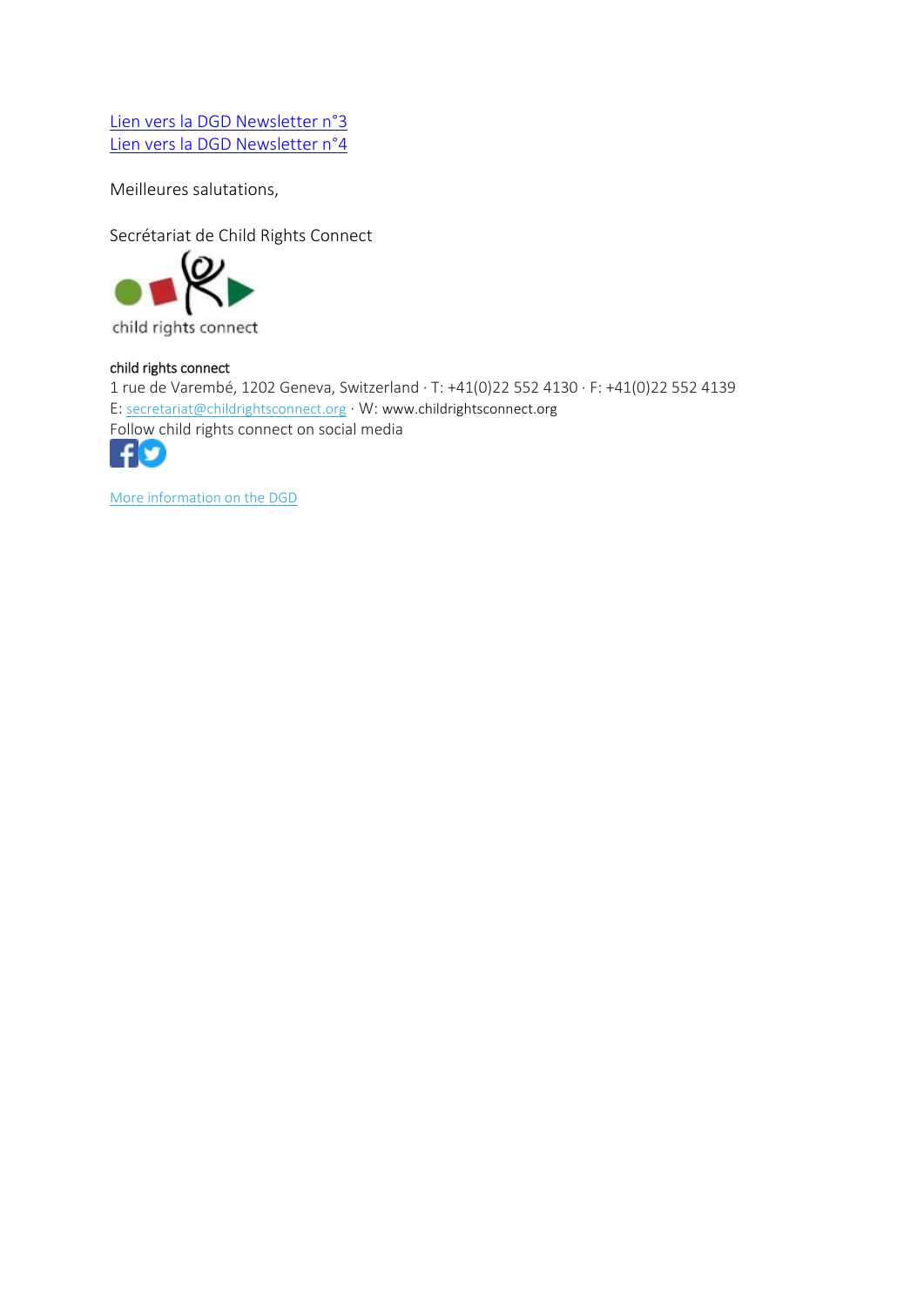Lien vers la DGD Newsletter n°3
Lien vers la DGD Newsletter n°4

Meilleures salutations,

Secrétariat de Child Rights Connect

child rights connect

child rights connect
1 rue de Varembé, 1202 Geneva, Switzerland · T: +41(0)22 552 4130 · F: +41(0)22 552 4139
E: secretariat@childrightsconnect.org · W: www.childrightsconnect.org
Follow child rights connect on social media

More information on the DGD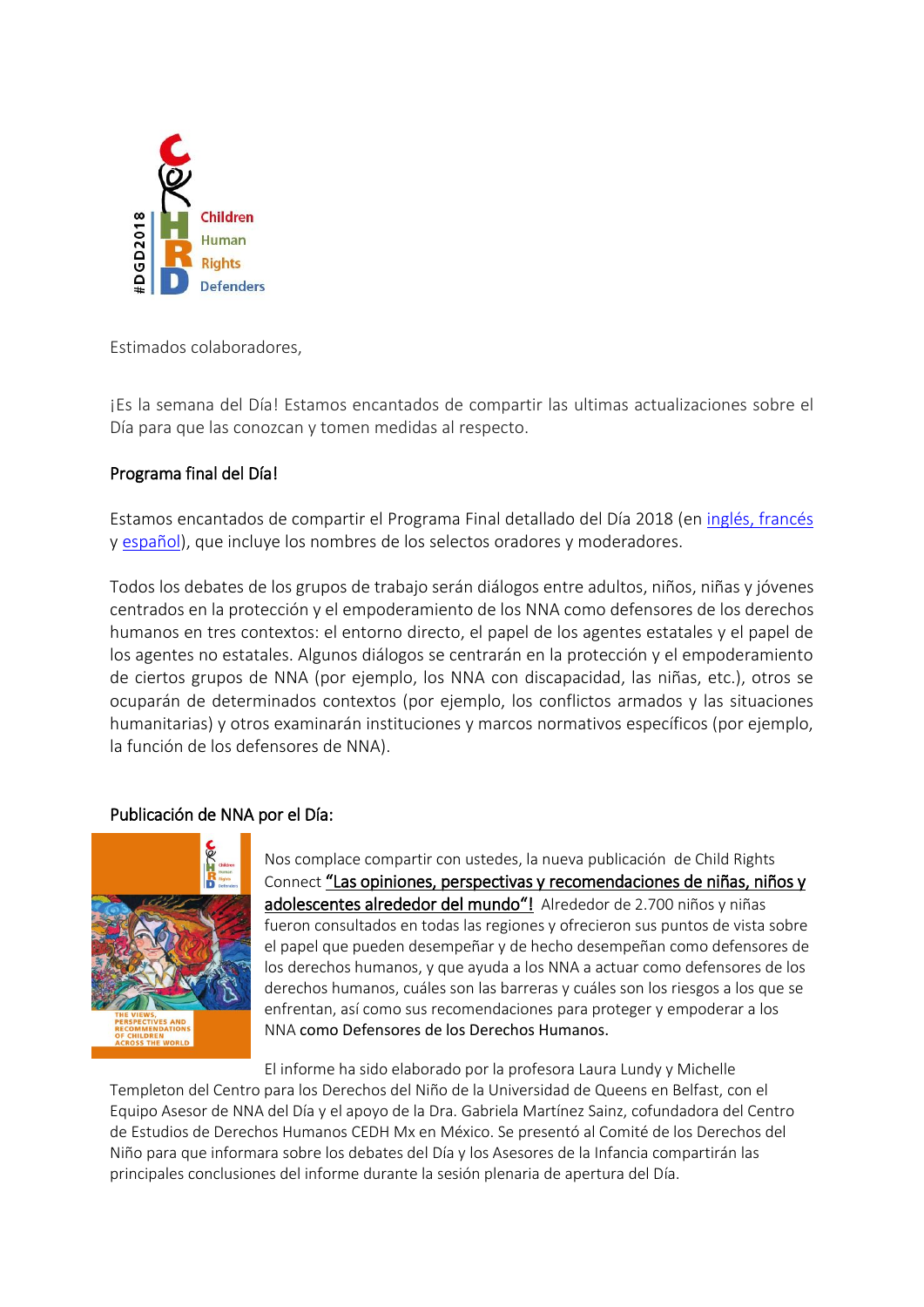Estimados colaboradores,

¡Es la semana del Día! Estamos encantados de compartir las ultimas actualizaciones sobre el Día para que las conozcan y tomen medidas al respecto.

## Programa final del Día!

Estamos encantados de compartir el Programa Final detallado del Día 2018 (en inglés, francés y español), que incluye los nombres de los selectos oradores y moderadores.

Todos los debates de los grupos de trabajo serán diálogos entre adultos, niños, niñas y jóvenes centrados en la protección y el empoderamiento de los NNA como defensores de los derechos humanos en tres contextos: el entorno directo, el papel de los agentes estatales y el papel de los agentes no estatales. Algunos diálogos se centrarán en la protección y el empoderamiento de ciertos grupos de NNA (por ejemplo, los NNA con discapacidad, las niñas, etc.), otros se ocuparán de determinados contextos (por ejemplo, los conflictos armados y las situaciones humanitarias) y otros examinarán instituciones y marcos normativos específicos (por ejemplo, la función de los defensores de NNA).

## Publicación de NNA por el Día:

Nos complace compartir con ustedes, la nueva publicación de Child Rights Connect "Las opiniones, perspectivas y recomendaciones de niñas, niños y adolescentes alrededor del mundo"! Alrededor de 2.700 niños y niñas fueron consultados en todas las regiones y ofrecieron sus puntos de vista sobre el papel que pueden desempeñar y de hecho desempeñan como defensores de los derechos humanos, y que ayuda a los NNA a actuar como defensores de los derechos humanos, cuáles son las barreras y cuáles son los riesgos a los que se enfrentan, así como sus recomendaciones para proteger y empoderar a los NNA como Defensores de los Derechos Humanos.

El informe ha sido elaborado por la profesora Laura Lundy y Michelle Templeton del Centro para los Derechos del Niño de la Universidad de Queens en Belfast, con el Equipo Asesor de NNA del Día y el apoyo de la Dra. Gabriela Martínez Sainz, cofundadora del Centro de Estudios de Derechos Humanos CEDH Mx en México. Se presentó al Comité de los Derechos del Niño para que informara sobre los debates del Día y los Asesores de la Infancia compartirán las principales conclusiones del informe durante la sesión plenaria de apertura del Día.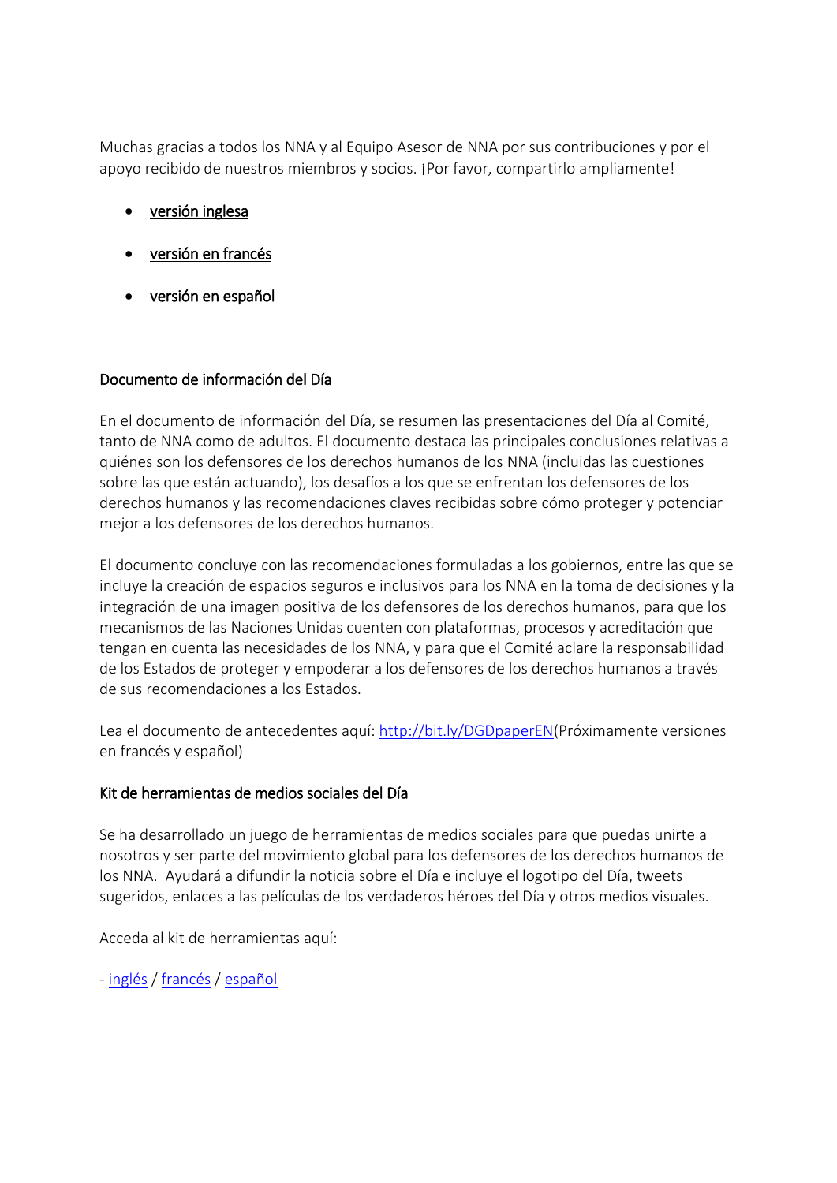Muchas gracias a todos los NNA y al Equipo Asesor de NNA por sus contribuciones y por el apoyo recibido de nuestros miembros y socios. ¡Por favor, compartirlo ampliamente!

- versión inglesa
- versión en francés
- versión en español

### Documento de información del Día

En el documento de información del Día, se resumen las presentaciones del Día al Comité, tanto de NNA como de adultos. El documento destaca las principales conclusiones relativas a quiénes son los defensores de los derechos humanos de los NNA (incluidas las cuestiones sobre las que están actuando), los desafíos a los que se enfrentan los defensores de los derechos humanos y las recomendaciones claves recibidas sobre cómo proteger y potenciar mejor a los defensores de los derechos humanos.

El documento concluye con las recomendaciones formuladas a los gobiernos, entre las que se incluye la creación de espacios seguros e inclusivos para los NNA en la toma de decisiones y la integración de una imagen positiva de los defensores de los derechos humanos, para que los mecanismos de las Naciones Unidas cuenten con plataformas, procesos y acreditación que tengan en cuenta las necesidades de los NNA, y para que el Comité aclare la responsabilidad de los Estados de proteger y empoderar a los defensores de los derechos humanos a través de sus recomendaciones a los Estados.

Lea el documento de antecedentes aquí: http://bit.ly/DGDpaperEN(Próximamente versiones en francés y español)

### Kit de herramientas de medios sociales del Día

Se ha desarrollado un juego de herramientas de medios sociales para que puedas unirte a nosotros y ser parte del movimiento global para los defensores de los derechos humanos de los NNA. Ayudará a difundir la noticia sobre el Día e incluye el logotipo del Día, tweets sugeridos, enlaces a las películas de los verdaderos héroes del Día y otros medios visuales.

Acceda al kit de herramientas aquí:

- inglés / francés / español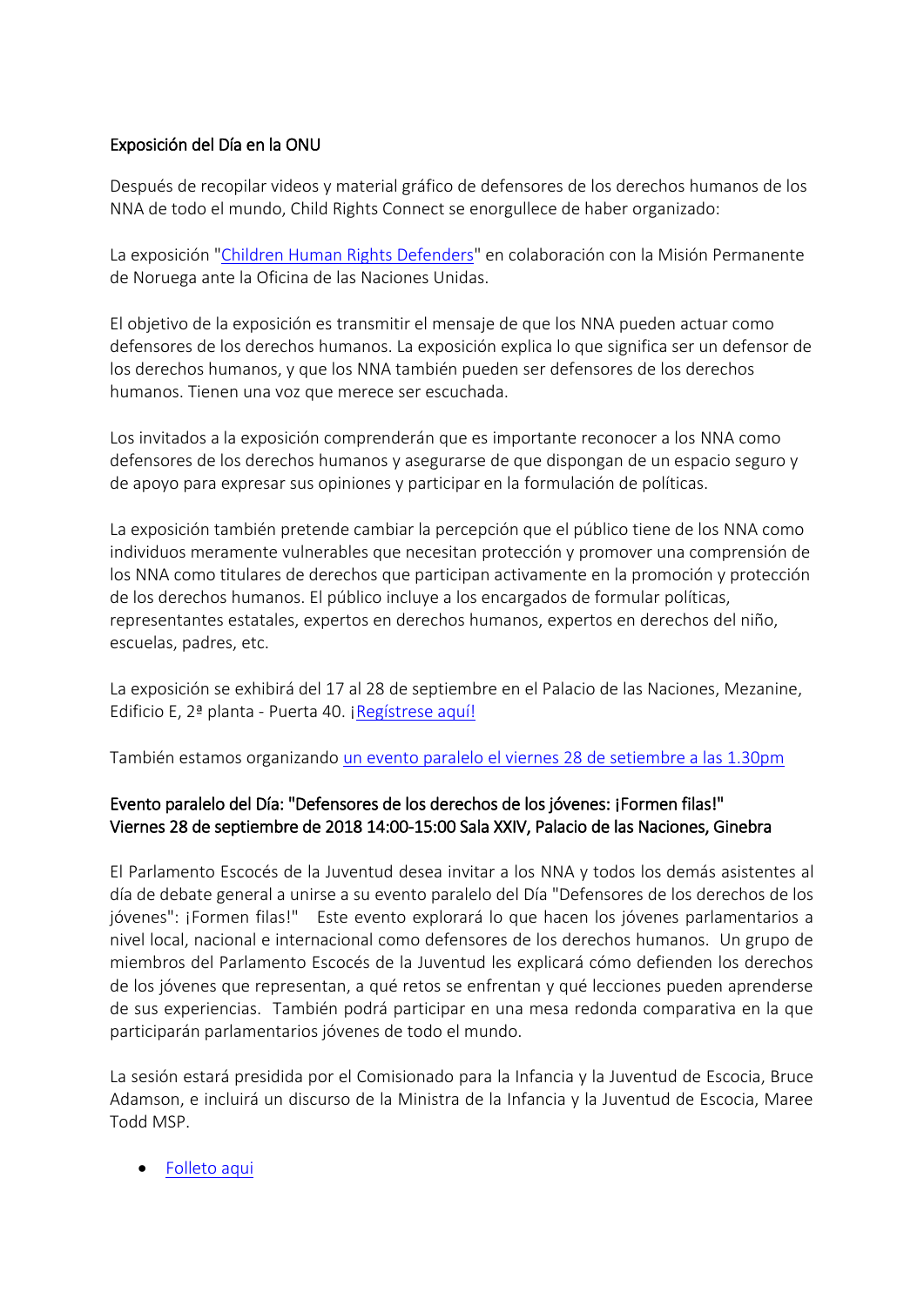## Exposición del Día en la ONU

Después de recopilar videos y material gráfico de defensores de los derechos humanos de los NNA de todo el mundo, Child Rights Connect se enorgullece de haber organizado:

La exposición "Children Human Rights Defenders" en colaboración con la Misión Permanente de Noruega ante la Oficina de las Naciones Unidas.

El objetivo de la exposición es transmitir el mensaje de que los NNA pueden actuar como defensores de los derechos humanos. La exposición explica lo que significa ser un defensor de los derechos humanos, y que los NNA también pueden ser defensores de los derechos humanos. Tienen una voz que merece ser escuchada.

Los invitados a la exposición comprenderán que es importante reconocer a los NNA como defensores de los derechos humanos y asegurarse de que dispongan de un espacio seguro y de apoyo para expresar sus opiniones y participar en la formulación de políticas.

La exposición también pretende cambiar la percepción que el público tiene de los NNA como individuos meramente vulnerables que necesitan protección y promover una comprensión de los NNA como titulares de derechos que participan activamente en la promoción y protección de los derechos humanos. El público incluye a los encargados de formular políticas, representantes estatales, expertos en derechos humanos, expertos en derechos del niño, escuelas, padres, etc.

La exposición se exhibirá del 17 al 28 de septiembre en el Palacio de las Naciones, Mezanine, Edificio E, 2ª planta - Puerta 40. ¡Regístrese aquí!

También estamos organizando un evento paralelo el viernes 28 de setiembre a las 1.30pm

## Evento paralelo del Día: "Defensores de los derechos de los jóvenes: ¡Formen filas!" Viernes 28 de septiembre de 2018 14:00-15:00 Sala XXIV, Palacio de las Naciones, Ginebra

El Parlamento Escocés de la Juventud desea invitar a los NNA y todos los demás asistentes al día de debate general a unirse a su evento paralelo del Día "Defensores de los derechos de los jóvenes": ¡Formen filas!" Este evento explorará lo que hacen los jóvenes parlamentarios a nivel local, nacional e internacional como defensores de los derechos humanos. Un grupo de miembros del Parlamento Escocés de la Juventud les explicará cómo defienden los derechos de los jóvenes que representan, a qué retos se enfrentan y qué lecciones pueden aprenderse de sus experiencias. También podrá participar en una mesa redonda comparativa en la que participarán parlamentarios jóvenes de todo el mundo.

La sesión estará presidida por el Comisionado para la Infancia y la Juventud de Escocia, Bruce Adamson, e incluirá un discurso de la Ministra de la Infancia y la Juventud de Escocia, Maree Todd MSP.

- Folleto aqui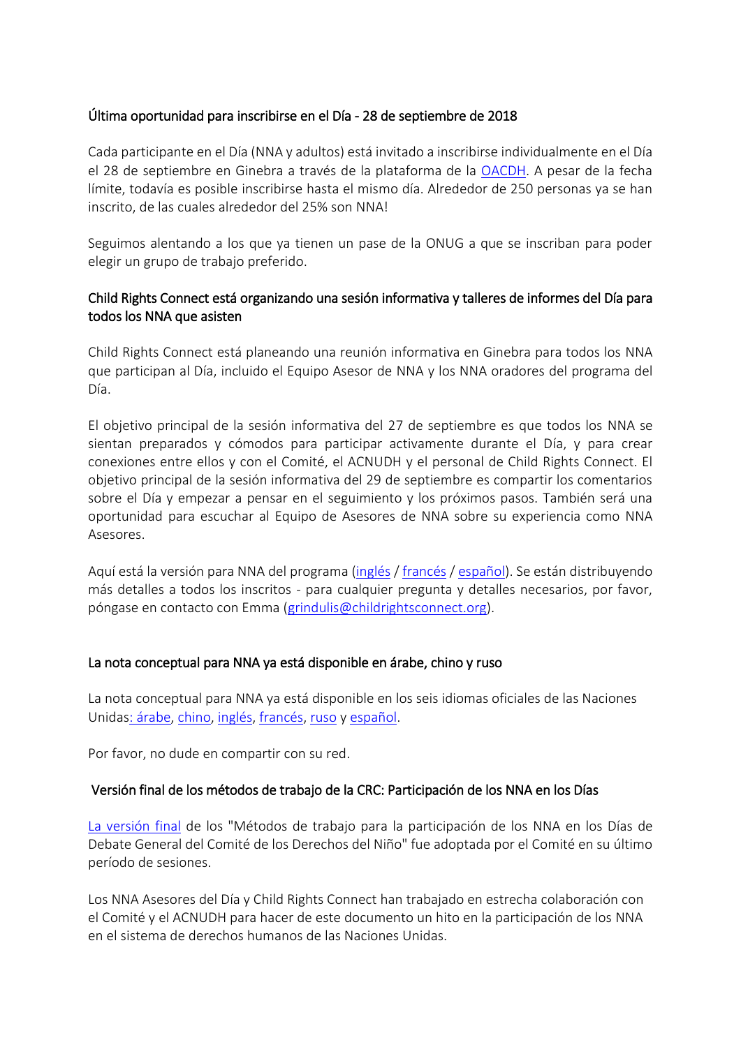### Última oportunidad para inscribirse en el Día - 28 de septiembre de 2018

Cada participante en el Día (NNA y adultos) está invitado a inscribirse individualmente en el Día el 28 de septiembre en Ginebra a través de la plataforma de la OACDH. A pesar de la fecha límite, todavía es posible inscribirse hasta el mismo día. Alrededor de 250 personas ya se han inscrito, de las cuales alrededor del 25% son NNA!

Seguimos alentando a los que ya tienen un pase de la ONUG a que se inscriban para poder elegir un grupo de trabajo preferido.

### Child Rights Connect está organizando una sesión informativa y talleres de informes del Día para todos los NNA que asisten

Child Rights Connect está planeando una reunión informativa en Ginebra para todos los NNA que participan al Día, incluido el Equipo Asesor de NNA y los NNA oradores del programa del Día.

El objetivo principal de la sesión informativa del 27 de septiembre es que todos los NNA se sientan preparados y cómodos para participar activamente durante el Día, y para crear conexiones entre ellos y con el Comité, el ACNUDH y el personal de Child Rights Connect. El objetivo principal de la sesión informativa del 29 de septiembre es compartir los comentarios sobre el Día y empezar a pensar en el seguimiento y los próximos pasos. También será una oportunidad para escuchar al Equipo de Asesores de NNA sobre su experiencia como NNA Asesores.

Aquí está la versión para NNA del programa (inglés / francés / español). Se están distribuyendo más detalles a todos los inscritos - para cualquier pregunta y detalles necesarios, por favor, póngase en contacto con Emma (grindulis@childrightsconnect.org).

### La nota conceptual para NNA ya está disponible en árabe, chino y ruso

La nota conceptual para NNA ya está disponible en los seis idiomas oficiales de las Naciones Unidas: árabe, chino, inglés, francés, ruso y español.

Por favor, no dude en compartir con su red.

### Versión final de los métodos de trabajo de la CRC: Participación de los NNA en los Días

La versión final de los "Métodos de trabajo para la participación de los NNA en los Días de Debate General del Comité de los Derechos del Niño" fue adoptada por el Comité en su último período de sesiones.

Los NNA Asesores del Día y Child Rights Connect han trabajado en estrecha colaboración con el Comité y el ACNUDH para hacer de este documento un hito en la participación de los NNA en el sistema de derechos humanos de las Naciones Unidas.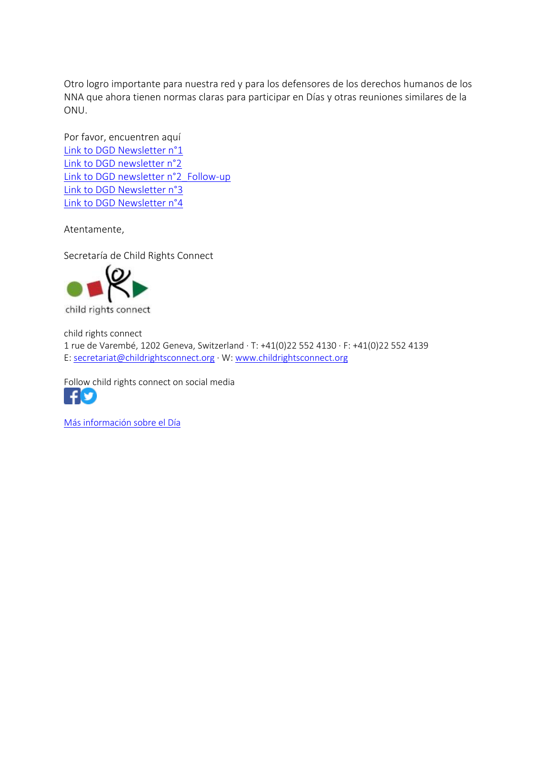Otro logro importante para nuestra red y para los defensores de los derechos humanos de los NNA que ahora tienen normas claras para participar en Días y otras reuniones similares de la ONU.

Por favor, encuentren aquí
Link to DGD Newsletter n°1
Link to DGD newsletter n°2
Link to DGD newsletter n°2_Follow-up
Link to DGD Newsletter n°3
Link to DGD Newsletter n°4

Atentamente,

Secretaría de Child Rights Connect

child rights connect

child rights connect
1 rue de Varembé, 1202 Geneva, Switzerland · T: +41(0)22 552 4130 · F: +41(0)22 552 4139
E: secretariat@childrightsconnect.org · W: www.childrightsconnect.org

Follow child rights connect on social media

Más información sobre el Día